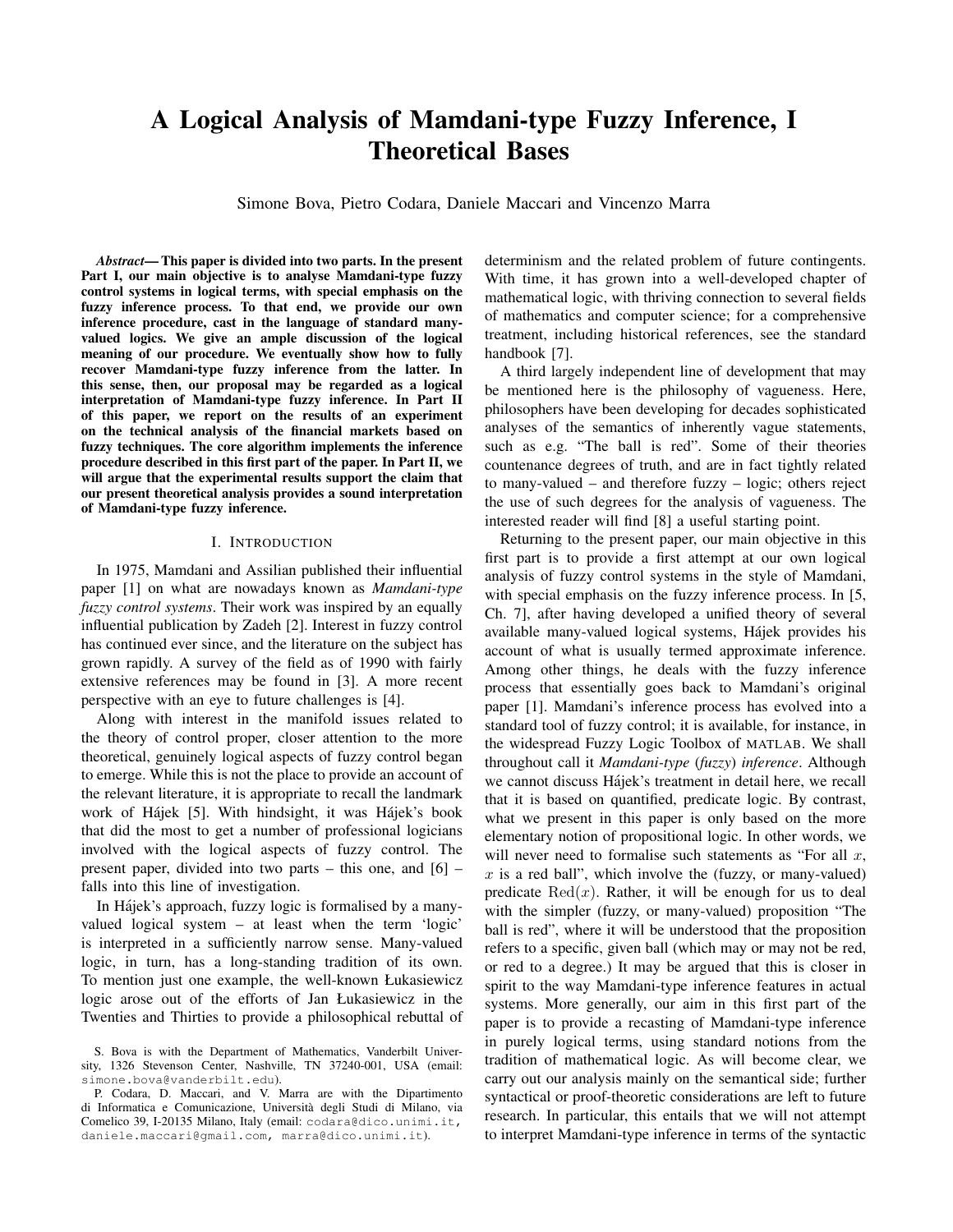# A Logical Analysis of Mamdani-type Fuzzy Inference, I Theoretical Bases

Simone Bova, Pietro Codara, Daniele Maccari and Vincenzo Marra

***Abstract*— This paper is divided into two parts. In the present Part I, our main objective is to analyse Mamdani-type fuzzy control systems in logical terms, with special emphasis on the fuzzy inference process. To that end, we provide our own inference procedure, cast in the language of standard many-valued logics. We give an ample discussion of the logical meaning of our procedure. We eventually show how to fully recover Mamdani-type fuzzy inference from the latter. In this sense, then, our proposal may be regarded as a logical interpretation of Mamdani-type fuzzy inference. In Part II of this paper, we report on the results of an experiment on the technical analysis of the financial markets based on fuzzy techniques. The core algorithm implements the inference procedure described in this first part of the paper. In Part II, we will argue that the experimental results support the claim that our present theoretical analysis provides a sound interpretation of Mamdani-type fuzzy inference.**

## I. Introduction

In 1975, Mamdani and Assilian published their influential paper [1] on what are nowadays known as *Mamdani-type fuzzy control systems*. Their work was inspired by an equally influential publication by Zadeh [2]. Interest in fuzzy control has continued ever since, and the literature on the subject has grown rapidly. A survey of the field as of 1990 with fairly extensive references may be found in [3]. A more recent perspective with an eye to future challenges is [4].

Along with interest in the manifold issues related to the theory of control proper, closer attention to the more theoretical, genuinely logical aspects of fuzzy control began to emerge. While this is not the place to provide an account of the relevant literature, it is appropriate to recall the landmark work of Hájek [5]. With hindsight, it was Hájek's book that did the most to get a number of professional logicians involved with the logical aspects of fuzzy control. The present paper, divided into two parts – this one, and [6] – falls into this line of investigation.

In Hájek's approach, fuzzy logic is formalised by a many-valued logical system – at least when the term 'logic' is interpreted in a sufficiently narrow sense. Many-valued logic, in turn, has a long-standing tradition of its own. To mention just one example, the well-known Łukasiewicz logic arose out of the efforts of Jan Łukasiewicz in the Twenties and Thirties to provide a philosophical rebuttal of determinism and the related problem of future contingents. With time, it has grown into a well-developed chapter of mathematical logic, with thriving connection to several fields of mathematics and computer science; for a comprehensive treatment, including historical references, see the standard handbook [7].

A third largely independent line of development that may be mentioned here is the philosophy of vagueness. Here, philosophers have been developing for decades sophisticated analyses of the semantics of inherently vague statements, such as e.g. "The ball is red". Some of their theories countenance degrees of truth, and are in fact tightly related to many-valued – and therefore fuzzy – logic; others reject the use of such degrees for the analysis of vagueness. The interested reader will find [8] a useful starting point.

Returning to the present paper, our main objective in this first part is to provide a first attempt at our own logical analysis of fuzzy control systems in the style of Mamdani, with special emphasis on the fuzzy inference process. In [5, Ch. 7], after having developed a unified theory of several available many-valued logical systems, Hájek provides his account of what is usually termed approximate inference. Among other things, he deals with the fuzzy inference process that essentially goes back to Mamdani's original paper [1]. Mamdani's inference process has evolved into a standard tool of fuzzy control; it is available, for instance, in the widespread Fuzzy Logic Toolbox of MATLAB. We shall throughout call it *Mamdani-type* (*fuzzy*) *inference*. Although we cannot discuss Hájek's treatment in detail here, we recall that it is based on quantified, predicate logic. By contrast, what we present in this paper is only based on the more elementary notion of propositional logic. In other words, we will never need to formalise such statements as "For all $x$, $x$ is a red ball", which involve the (fuzzy, or many-valued) predicate $\mathrm{Red}(x)$. Rather, it will be enough for us to deal with the simpler (fuzzy, or many-valued) proposition "The ball is red", where it will be understood that the proposition refers to a specific, given ball (which may or may not be red, or red to a degree.) It may be argued that this is closer in spirit to the way Mamdani-type inference features in actual systems. More generally, our aim in this first part of the paper is to provide a recasting of Mamdani-type inference in purely logical terms, using standard notions from the tradition of mathematical logic. As will become clear, we carry out our analysis mainly on the semantical side; further syntactical or proof-theoretic considerations are left to future research. In particular, this entails that we will not attempt to interpret Mamdani-type inference in terms of the syntactic

S. Bova is with the Department of Mathematics, Vanderbilt University, 1326 Stevenson Center, Nashville, TN 37240-001, USA (email: simone.bova@vanderbilt.edu).

P. Codara, D. Maccari, and V. Marra are with the Dipartimento di Informatica e Comunicazione, Università degli Studi di Milano, via Comelico 39, I-20135 Milano, Italy (email: codara@dico.unimi.it, daniele.maccari@gmail.com, marra@dico.unimi.it).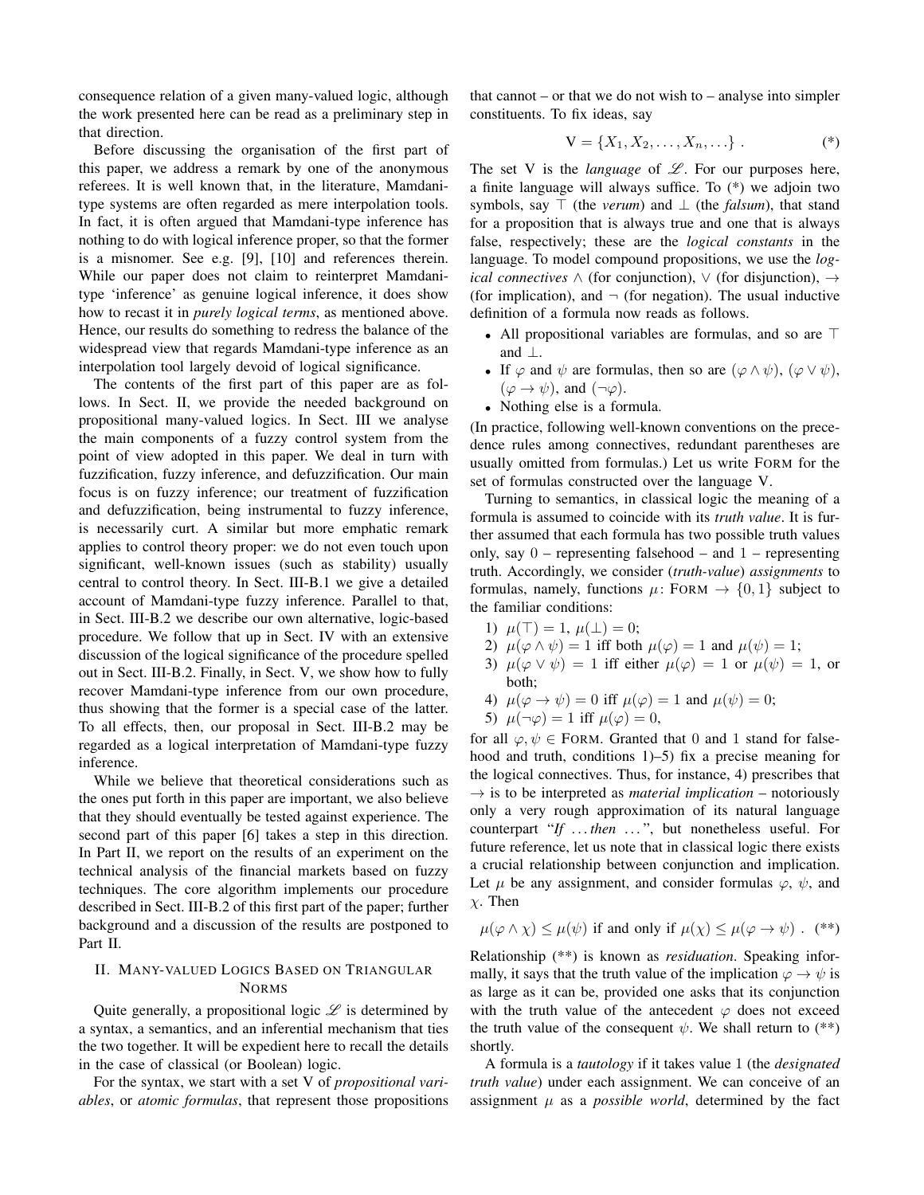consequence relation of a given many-valued logic, although the work presented here can be read as a preliminary step in that direction.

Before discussing the organisation of the first part of this paper, we address a remark by one of the anonymous referees. It is well known that, in the literature, Mamdani-type systems are often regarded as mere interpolation tools. In fact, it is often argued that Mamdani-type inference has nothing to do with logical inference proper, so that the former is a misnomer. See e.g. [9], [10] and references therein. While our paper does not claim to reinterpret Mamdani-type 'inference' as genuine logical inference, it does show how to recast it in *purely logical terms*, as mentioned above. Hence, our results do something to redress the balance of the widespread view that regards Mamdani-type inference as an interpolation tool largely devoid of logical significance.

The contents of the first part of this paper are as follows. In Sect. II, we provide the needed background on propositional many-valued logics. In Sect. III we analyse the main components of a fuzzy control system from the point of view adopted in this paper. We deal in turn with fuzzification, fuzzy inference, and defuzzification. Our main focus is on fuzzy inference; our treatment of fuzzification and defuzzification, being instrumental to fuzzy inference, is necessarily curt. A similar but more emphatic remark applies to control theory proper: we do not even touch upon significant, well-known issues (such as stability) usually central to control theory. In Sect. III-B.1 we give a detailed account of Mamdani-type fuzzy inference. Parallel to that, in Sect. III-B.2 we describe our own alternative, logic-based procedure. We follow that up in Sect. IV with an extensive discussion of the logical significance of the procedure spelled out in Sect. III-B.2. Finally, in Sect. V, we show how to fully recover Mamdani-type inference from our own procedure, thus showing that the former is a special case of the latter. To all effects, then, our proposal in Sect. III-B.2 may be regarded as a logical interpretation of Mamdani-type fuzzy inference.

While we believe that theoretical considerations such as the ones put forth in this paper are important, we also believe that they should eventually be tested against experience. The second part of this paper [6] takes a step in this direction. In Part II, we report on the results of an experiment on the technical analysis of the financial markets based on fuzzy techniques. The core algorithm implements our procedure described in Sect. III-B.2 of this first part of the paper; further background and a discussion of the results are postponed to Part II.

## II. Many-valued Logics Based on Triangular Norms

Quite generally, a propositional logic $\mathscr{L}$ is determined by a syntax, a semantics, and an inferential mechanism that ties the two together. It will be expedient here to recall the details in the case of classical (or Boolean) logic.

For the syntax, we start with a set V of *propositional variables*, or *atomic formulas*, that represent those propositions that cannot – or that we do not wish to – analyse into simpler constituents. To fix ideas, say

$$\mathrm{V} = \{X_1, X_2, \ldots, X_n, \ldots\} \ . \qquad (*)$$

The set V is the *language* of $\mathscr{L}$. For our purposes here, a finite language will always suffice. To (*) we adjoin two symbols, say $\top$ (the *verum*) and $\bot$ (the *falsum*), that stand for a proposition that is always true and one that is always false, respectively; these are the *logical constants* in the language. To model compound propositions, we use the *logical connectives* $\wedge$ (for conjunction), $\vee$ (for disjunction), $\to$ (for implication), and $\neg$ (for negation). The usual inductive definition of a formula now reads as follows.

- All propositional variables are formulas, and so are $\top$ and $\bot$.
- If $\varphi$ and $\psi$ are formulas, then so are $(\varphi \wedge \psi)$, $(\varphi \vee \psi)$, $(\varphi \to \psi)$, and $(\neg\varphi)$.
- Nothing else is a formula.

(In practice, following well-known conventions on the precedence rules among connectives, redundant parentheses are usually omitted from formulas.) Let us write FORM for the set of formulas constructed over the language V.

Turning to semantics, in classical logic the meaning of a formula is assumed to coincide with its *truth value*. It is further assumed that each formula has two possible truth values only, say 0 – representing falsehood – and 1 – representing truth. Accordingly, we consider (*truth-value*) *assignments* to formulas, namely, functions $\mu\colon \mathrm{FORM} \to \{0,1\}$ subject to the familiar conditions:

1) $\mu(\top) = 1$, $\mu(\bot) = 0$;
2) $\mu(\varphi \wedge \psi) = 1$ iff both $\mu(\varphi) = 1$ and $\mu(\psi) = 1$;
3) $\mu(\varphi \vee \psi) = 1$ iff either $\mu(\varphi) = 1$ or $\mu(\psi) = 1$, or both;
4) $\mu(\varphi \to \psi) = 0$ iff $\mu(\varphi) = 1$ and $\mu(\psi) = 0$;
5) $\mu(\neg\varphi) = 1$ iff $\mu(\varphi) = 0$,

for all $\varphi, \psi \in \mathrm{FORM}$. Granted that 0 and 1 stand for falsehood and truth, conditions 1)–5) fix a precise meaning for the logical connectives. Thus, for instance, 4) prescribes that $\to$ is to be interpreted as *material implication* – notoriously only a very rough approximation of its natural language counterpart "*If* …*then* …", but nonetheless useful. For future reference, let us note that in classical logic there exists a crucial relationship between conjunction and implication. Let $\mu$ be any assignment, and consider formulas $\varphi$, $\psi$, and $\chi$. Then

$$\mu(\varphi \wedge \chi) \leq \mu(\psi) \text{ if and only if } \mu(\chi) \leq \mu(\varphi \to \psi) \ . \quad (**)$$

Relationship (**) is known as *residuation*. Speaking informally, it says that the truth value of the implication $\varphi \to \psi$ is as large as it can be, provided one asks that its conjunction with the truth value of the antecedent $\varphi$ does not exceed the truth value of the consequent $\psi$. We shall return to (**) shortly.

A formula is a *tautology* if it takes value 1 (the *designated truth value*) under each assignment. We can conceive of an assignment $\mu$ as a *possible world*, determined by the fact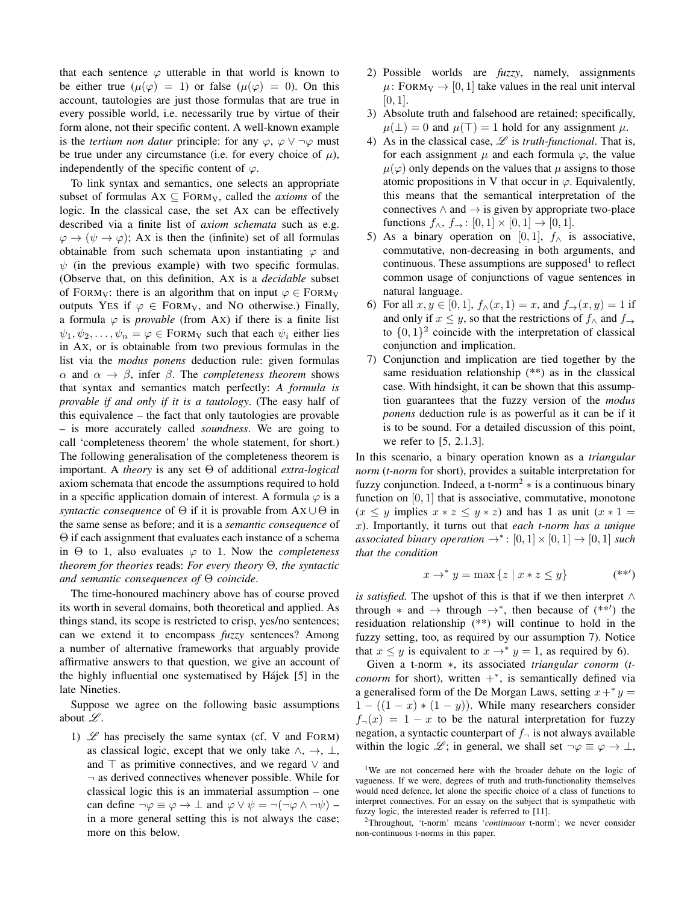that each sentence $\varphi$ utterable in that world is known to be either true ($\mu(\varphi) = 1$) or false ($\mu(\varphi) = 0$). On this account, tautologies are just those formulas that are true in every possible world, i.e. necessarily true by virtue of their form alone, not their specific content. A well-known example is the *tertium non datur* principle: for any $\varphi$, $\varphi \vee \neg\varphi$ must be true under any circumstance (i.e. for every choice of $\mu$), independently of the specific content of $\varphi$.

To link syntax and semantics, one selects an appropriate subset of formulas $\text{AX} \subseteq \text{FORM}_{\text{V}}$, called the *axioms* of the logic. In the classical case, the set AX can be effectively described via a finite list of *axiom schemata* such as e.g. $\varphi \to (\psi \to \varphi)$; AX is then the (infinite) set of all formulas obtainable from such schemata upon instantiating $\varphi$ and $\psi$ (in the previous example) with two specific formulas. (Observe that, on this definition, AX is a *decidable* subset of $\text{FORM}_{\text{V}}$: there is an algorithm that on input $\varphi \in \text{FORM}_{\text{V}}$ outputs YES if $\varphi \in \text{FORM}_{\text{V}}$, and NO otherwise.) Finally, a formula $\varphi$ is *provable* (from AX) if there is a finite list $\psi_1, \psi_2, \ldots, \psi_n = \varphi \in \text{FORM}_{\text{V}}$ such that each $\psi_i$ either lies in AX, or is obtainable from two previous formulas in the list via the *modus ponens* deduction rule: given formulas $\alpha$ and $\alpha \to \beta$, infer $\beta$. The *completeness theorem* shows that syntax and semantics match perfectly: *A formula is provable if and only if it is a tautology*. (The easy half of this equivalence – the fact that only tautologies are provable – is more accurately called *soundness*. We are going to call 'completeness theorem' the whole statement, for short.) The following generalisation of the completeness theorem is important. A *theory* is any set $\Theta$ of additional *extra-logical* axiom schemata that encode the assumptions required to hold in a specific application domain of interest. A formula $\varphi$ is a *syntactic consequence* of $\Theta$ if it is provable from $\text{AX} \cup \Theta$ in the same sense as before; and it is a *semantic consequence* of $\Theta$ if each assignment that evaluates each instance of a schema in $\Theta$ to 1, also evaluates $\varphi$ to 1. Now the *completeness theorem for theories* reads: *For every theory $\Theta$, the syntactic and semantic consequences of $\Theta$ coincide*.

The time-honoured machinery above has of course proved its worth in several domains, both theoretical and applied. As things stand, its scope is restricted to crisp, yes/no sentences; can we extend it to encompass *fuzzy* sentences? Among a number of alternative frameworks that arguably provide affirmative answers to that question, we give an account of the highly influential one systematised by Hájek [5] in the late Nineties.

Suppose we agree on the following basic assumptions about $\mathscr{L}$.

1) $\mathscr{L}$ has precisely the same syntax (cf. V and FORM) as classical logic, except that we only take $\wedge$, $\to$, $\bot$, and $\top$ as primitive connectives, and we regard $\vee$ and $\neg$ as derived connectives whenever possible. While for classical logic this is an immaterial assumption – one can define $\neg\varphi \equiv \varphi \to \bot$ and $\varphi \vee \psi = \neg(\neg\varphi \wedge \neg\psi)$ – in a more general setting this is not always the case; more on this below.
2) Possible worlds are *fuzzy*, namely, assignments $\mu\colon \text{FORM}_{\text{V}} \to [0,1]$ take values in the real unit interval $[0,1]$.
3) Absolute truth and falsehood are retained; specifically, $\mu(\bot) = 0$ and $\mu(\top) = 1$ hold for any assignment $\mu$.
4) As in the classical case, $\mathscr{L}$ is *truth-functional*. That is, for each assignment $\mu$ and each formula $\varphi$, the value $\mu(\varphi)$ only depends on the values that $\mu$ assigns to those atomic propositions in V that occur in $\varphi$. Equivalently, this means that the semantical interpretation of the connectives $\wedge$ and $\to$ is given by appropriate two-place functions $f_\wedge,\ f_\to\colon [0,1] \times [0,1] \to [0,1]$.
5) As a binary operation on $[0,1]$, $f_\wedge$ is associative, commutative, non-decreasing in both arguments, and continuous. These assumptions are supposed[1] to reflect common usage of conjunctions of vague sentences in natural language.
6) For all $x, y \in [0,1]$, $f_\wedge(x,1) = x$, and $f_\to(x,y) = 1$ if and only if $x \le y$, so that the restrictions of $f_\wedge$ and $f_\to$ to $\{0,1\}^2$ coincide with the interpretation of classical conjunction and implication.
7) Conjunction and implication are tied together by the same residuation relationship (\*\*) as in the classical case. With hindsight, it can be shown that this assumption guarantees that the fuzzy version of the *modus ponens* deduction rule is as powerful as it can be if it is to be sound. For a detailed discussion of this point, we refer to [5, 2.1.3].

In this scenario, a binary operation known as a *triangular norm* (*t-norm* for short), provides a suitable interpretation for fuzzy conjunction. Indeed, a t-norm[2] $*$ is a continuous binary function on $[0,1]$ that is associative, commutative, monotone ($x \le y$ implies $x * z \le y * z$) and has 1 as unit ($x * 1 = x$). Importantly, it turns out that *each t-norm has a unique associated binary operation $\to^*\colon [0,1] \times [0,1] \to [0,1]$ such that the condition*

$$x \to^* y = \max\{z \mid x * z \le y\} \qquad (**')$$

*is satisfied.* The upshot of this is that if we then interpret $\wedge$ through $*$ and $\to$ through $\to^*$, then because of (\*\*′) the residuation relationship (\*\*) will continue to hold in the fuzzy setting, too, as required by our assumption 7). Notice that $x \le y$ is equivalent to $x \to^* y = 1$, as required by 6).

Given a t-norm $*$, its associated *triangular conorm* (*t-conorm* for short), written $+^*$, is semantically defined via a generalised form of the De Morgan Laws, setting $x +^* y = 1 - ((1-x) * (1-y))$. While many researchers consider $f_\neg(x) = 1 - x$ to be the natural interpretation for fuzzy negation, a syntactic counterpart of $f_\neg$ is not always available within the logic $\mathscr{L}$; in general, we shall set $\neg\varphi \equiv \varphi \to \bot$,

[1] We are not concerned here with the broader debate on the logic of vagueness. If we were, degrees of truth and truth-functionality themselves would need defence, let alone the specific choice of a class of functions to interpret connectives. For an essay on the subject that is sympathetic with fuzzy logic, the interested reader is referred to [11].

[2] Throughout, 't-norm' means '*continuous* t-norm'; we never consider non-continuous t-norms in this paper.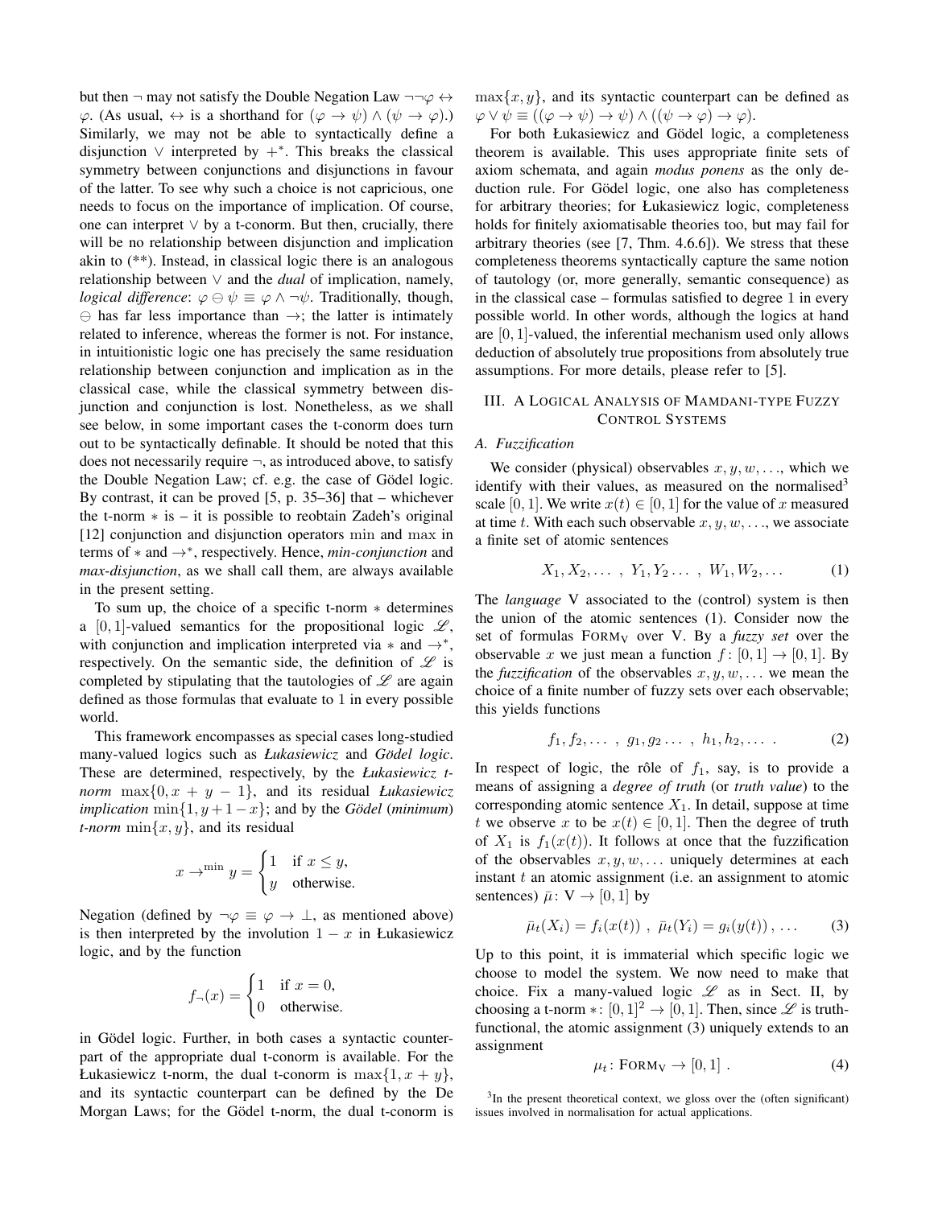but then $\neg$ may not satisfy the Double Negation Law $\neg\neg\varphi \leftrightarrow \varphi$. (As usual, $\leftrightarrow$ is a shorthand for $(\varphi \to \psi) \wedge (\psi \to \varphi)$.) Similarly, we may not be able to syntactically define a disjunction $\vee$ interpreted by $+^*$. This breaks the classical symmetry between conjunctions and disjunctions in favour of the latter. To see why such a choice is not capricious, one needs to focus on the importance of implication. Of course, one can interpret $\vee$ by a t-conorm. But then, crucially, there will be no relationship between disjunction and implication akin to (**). Instead, in classical logic there is an analogous relationship between $\vee$ and the *dual* of implication, namely, *logical difference*: $\varphi \ominus \psi \equiv \varphi \wedge \neg\psi$. Traditionally, though, $\ominus$ has far less importance than $\to$; the latter is intimately related to inference, whereas the former is not. For instance, in intuitionistic logic one has precisely the same residuation relationship between conjunction and implication as in the classical case, while the classical symmetry between disjunction and conjunction is lost. Nonetheless, as we shall see below, in some important cases the t-conorm does turn out to be syntactically definable. It should be noted that this does not necessarily require $\neg$, as introduced above, to satisfy the Double Negation Law; cf. e.g. the case of Gödel logic. By contrast, it can be proved [5, p. 35–36] that – whichever the t-norm $*$ is – it is possible to reobtain Zadeh's original [12] conjunction and disjunction operators min and max in terms of $*$ and $\to^*$, respectively. Hence, *min-conjunction* and *max-disjunction*, as we shall call them, are always available in the present setting.

To sum up, the choice of a specific t-norm $*$ determines a $[0,1]$-valued semantics for the propositional logic $\mathscr{L}$, with conjunction and implication interpreted via $*$ and $\to^*$, respectively. On the semantic side, the definition of $\mathscr{L}$ is completed by stipulating that the tautologies of $\mathscr{L}$ are again defined as those formulas that evaluate to 1 in every possible world.

This framework encompasses as special cases long-studied many-valued logics such as *Łukasiewicz* and *Gödel logic*. These are determined, respectively, by the *Łukasiewicz t-norm* $\max\{0, x+y-1\}$, and its residual *Łukasiewicz implication* $\min\{1, y+1-x\}$; and by the *Gödel* (*minimum*) *t-norm* $\min\{x,y\}$, and its residual

$$x \to^{\min} y = \begin{cases} 1 & \text{if } x \leq y, \\ y & \text{otherwise.} \end{cases}$$

Negation (defined by $\neg\varphi \equiv \varphi \to \bot$, as mentioned above) is then interpreted by the involution $1-x$ in Łukasiewicz logic, and by the function

$$f_{\neg}(x) = \begin{cases} 1 & \text{if } x = 0, \\ 0 & \text{otherwise.} \end{cases}$$

in Gödel logic. Further, in both cases a syntactic counterpart of the appropriate dual t-conorm is available. For the Łukasiewicz t-norm, the dual t-conorm is $\max\{1, x+y\}$, and its syntactic counterpart can be defined by the De Morgan Laws; for the Gödel t-norm, the dual t-conorm is $\max\{x,y\}$, and its syntactic counterpart can be defined as $\varphi \vee \psi \equiv ((\varphi \to \psi) \to \psi) \wedge ((\psi \to \varphi) \to \varphi)$.

For both Łukasiewicz and Gödel logic, a completeness theorem is available. This uses appropriate finite sets of axiom schemata, and again *modus ponens* as the only deduction rule. For Gödel logic, one also has completeness for arbitrary theories; for Łukasiewicz logic, completeness holds for finitely axiomatisable theories too, but may fail for arbitrary theories (see [7, Thm. 4.6.6]). We stress that these completeness theorems syntactically capture the same notion of tautology (or, more generally, semantic consequence) as in the classical case – formulas satisfied to degree 1 in every possible world. In other words, although the logics at hand are $[0,1]$-valued, the inferential mechanism used only allows deduction of absolutely true propositions from absolutely true assumptions. For more details, please refer to [5].

## III. A Logical Analysis of Mamdani-type Fuzzy Control Systems

### A. Fuzzification

We consider (physical) observables $x, y, w, \ldots$, which we identify with their values, as measured on the normalised[3] scale $[0,1]$. We write $x(t) \in [0,1]$ for the value of $x$ measured at time $t$. With each such observable $x, y, w, \ldots$, we associate a finite set of atomic sentences

$$X_1, X_2, \ldots \ , \ Y_1, Y_2 \ldots \ , \ W_1, W_2, \ldots \tag{1}$$

The *language* V associated to the (control) system is then the union of the atomic sentences (1). Consider now the set of formulas $\text{FORM}_\text{V}$ over V. By a *fuzzy set* over the observable $x$ we just mean a function $f\colon [0,1] \to [0,1]$. By the *fuzzification* of the observables $x, y, w, \ldots$ we mean the choice of a finite number of fuzzy sets over each observable; this yields functions

$$f_1, f_2, \ldots \ , \ g_1, g_2 \ldots \ , \ h_1, h_2, \ldots \ . \tag{2}$$

In respect of logic, the rôle of $f_1$, say, is to provide a means of assigning a *degree of truth* (or *truth value*) to the corresponding atomic sentence $X_1$. In detail, suppose at time $t$ we observe $x$ to be $x(t) \in [0,1]$. Then the degree of truth of $X_1$ is $f_1(x(t))$. It follows at once that the fuzzification of the observables $x, y, w, \ldots$ uniquely determines at each instant $t$ an atomic assignment (i.e. an assignment to atomic sentences) $\bar{\mu}\colon \text{V} \to [0,1]$ by

$$\bar{\mu}_t(X_i) = f_i(x(t)) \ , \ \bar{\mu}_t(Y_i) = g_i(y(t)) \, , \ \ldots \tag{3}$$

Up to this point, it is immaterial which specific logic we choose to model the system. We now need to make that choice. Fix a many-valued logic $\mathscr{L}$ as in Sect. II, by choosing a t-norm $*\colon [0,1]^2 \to [0,1]$. Then, since $\mathscr{L}$ is truth-functional, the atomic assignment (3) uniquely extends to an assignment

$$\mu_t\colon \text{FORM}_\text{V} \to [0,1] \ . \tag{4}$$

[3] In the present theoretical context, we gloss over the (often significant) issues involved in normalisation for actual applications.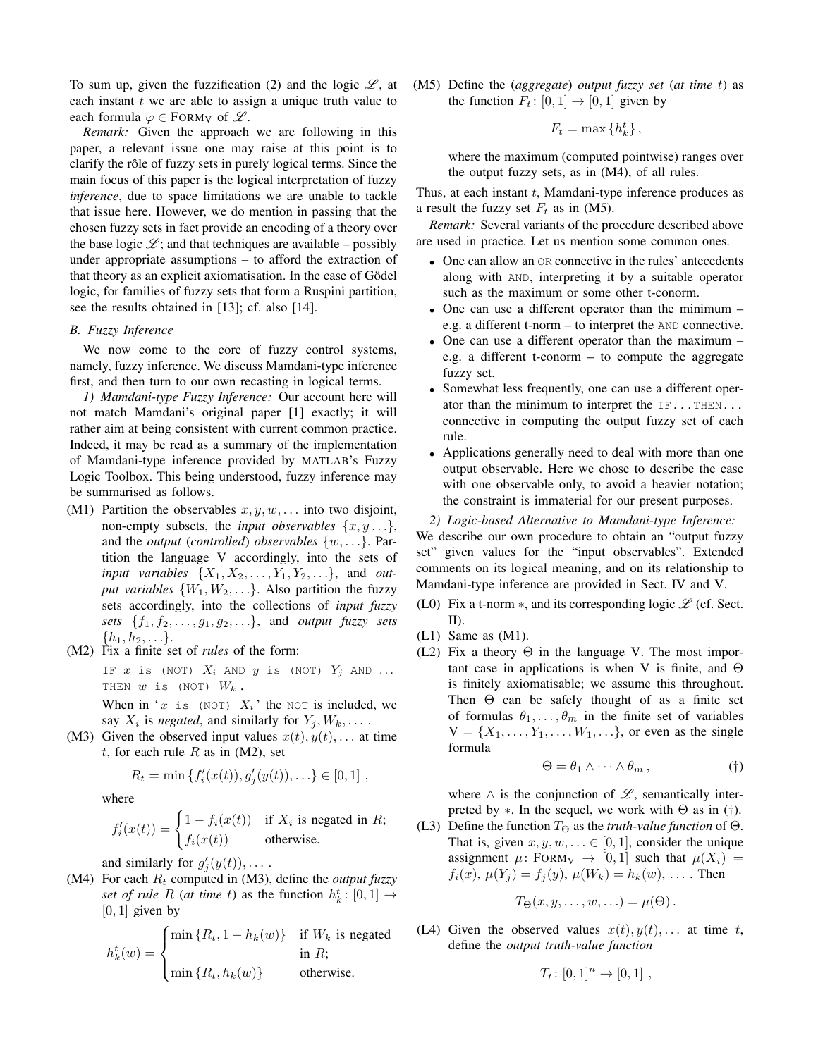To sum up, given the fuzzification (2) and the logic $\mathscr{L}$, at each instant $t$ we are able to assign a unique truth value to each formula $\varphi \in \text{FORM}_\text{V}$ of $\mathscr{L}$.

*Remark:* Given the approach we are following in this paper, a relevant issue one may raise at this point is to clarify the rôle of fuzzy sets in purely logical terms. Since the main focus of this paper is the logical interpretation of fuzzy *inference*, due to space limitations we are unable to tackle that issue here. However, we do mention in passing that the chosen fuzzy sets in fact provide an encoding of a theory over the base logic $\mathscr{L}$; and that techniques are available – possibly under appropriate assumptions – to afford the extraction of that theory as an explicit axiomatisation. In the case of Gödel logic, for families of fuzzy sets that form a Ruspini partition, see the results obtained in [13]; cf. also [14].

### B. Fuzzy Inference

We now come to the core of fuzzy control systems, namely, fuzzy inference. We discuss Mamdani-type inference first, and then turn to our own recasting in logical terms.

*1) Mamdani-type Fuzzy Inference:* Our account here will not match Mamdani's original paper [1] exactly; it will rather aim at being consistent with current common practice. Indeed, it may be read as a summary of the implementation of Mamdani-type inference provided by MATLAB's Fuzzy Logic Toolbox. This being understood, fuzzy inference may be summarised as follows.

(M1) Partition the observables $x, y, w, \ldots$ into two disjoint, non-empty subsets, the *input observables* $\{x, y \ldots\}$, and the *output* (*controlled*) *observables* $\{w, \ldots\}$. Partition the language V accordingly, into the sets of *input variables* $\{X_1, X_2, \ldots, Y_1, Y_2, \ldots\}$, and *output variables* $\{W_1, W_2, \ldots\}$. Also partition the fuzzy sets accordingly, into the collections of *input fuzzy sets* $\{f_1, f_2, \ldots, g_1, g_2, \ldots\}$, and *output fuzzy sets* $\{h_1, h_2, \ldots\}$.

(M2) Fix a finite set of *rules* of the form:

```
IF x is (NOT) Xi AND y is (NOT) Yj AND ...
THEN w is (NOT) Wk .
```

When in '`x is (NOT) Xi`' the `NOT` is included, we say $X_i$ is *negated*, and similarly for $Y_j, W_k, \ldots$ .

(M3) Given the observed input values $x(t), y(t), \ldots$ at time $t$, for each rule $R$ as in (M2), set

$$R_t = \min\{f_i'(x(t)), g_j'(y(t)), \ldots\} \in [0, 1] \ ,$$

where

$$f_i'(x(t)) = \begin{cases} 1 - f_i(x(t)) & \text{if } X_i \text{ is negated in } R; \\ f_i(x(t)) & \text{otherwise.} \end{cases}$$

and similarly for $g_j'(y(t)), \ldots$ .

(M4) For each $R_t$ computed in (M3), define the *output fuzzy set of rule* $R$ (*at time* $t$) as the function $h_k^t\colon [0,1] \to [0,1]$ given by

$$h_k^t(w) = \begin{cases} \min\{R_t, 1 - h_k(w)\} & \text{if } W_k \text{ is negated in } R; \\ \min\{R_t, h_k(w)\} & \text{otherwise.} \end{cases}$$

(M5) Define the (*aggregate*) *output fuzzy set* (*at time* $t$) as the function $F_t\colon [0,1] \to [0,1]$ given by

$$F_t = \max\{h_k^t\} \ ,$$

where the maximum (computed pointwise) ranges over the output fuzzy sets, as in (M4), of all rules.

Thus, at each instant $t$, Mamdani-type inference produces as a result the fuzzy set $F_t$ as in (M5).

*Remark:* Several variants of the procedure described above are used in practice. Let us mention some common ones.

- One can allow an `OR` connective in the rules' antecedents along with `AND`, interpreting it by a suitable operator such as the maximum or some other t-conorm.
- One can use a different operator than the minimum – e.g. a different t-norm – to interpret the `AND` connective.
- One can use a different operator than the maximum – e.g. a different t-conorm – to compute the aggregate fuzzy set.
- Somewhat less frequently, one can use a different operator than the minimum to interpret the `IF...THEN...` connective in computing the output fuzzy set of each rule.
- Applications generally need to deal with more than one output observable. Here we chose to describe the case with one observable only, to avoid a heavier notation; the constraint is immaterial for our present purposes.

*2) Logic-based Alternative to Mamdani-type Inference:* We describe our own procedure to obtain an "output fuzzy set" given values for the "input observables". Extended comments on its logical meaning, and on its relationship to Mamdani-type inference are provided in Sect. IV and V.

(L0) Fix a t-norm $*$, and its corresponding logic $\mathscr{L}$ (cf. Sect. II).

(L1) Same as (M1).

(L2) Fix a theory $\Theta$ in the language V. The most important case in applications is when V is finite, and $\Theta$ is finitely axiomatisable; we assume this throughout. Then $\Theta$ can be safely thought of as a finite set of formulas $\theta_1, \ldots, \theta_m$ in the finite set of variables $\text{V} = \{X_1, \ldots, Y_1, \ldots, W_1, \ldots\}$, or even as the single formula

$$\Theta = \theta_1 \wedge \cdots \wedge \theta_m \ , \tag{†}$$

where $\wedge$ is the conjunction of $\mathscr{L}$, semantically interpreted by $*$. In the sequel, we work with $\Theta$ as in (†).

(L3) Define the function $T_\Theta$ as the *truth-value function* of $\Theta$. That is, given $x, y, w, \ldots \in [0, 1]$, consider the unique assignment $\mu\colon \text{FORM}_\text{V} \to [0, 1]$ such that $\mu(X_i) = f_i(x)$, $\mu(Y_j) = f_j(y)$, $\mu(W_k) = h_k(w)$, $\ldots$ . Then

$$T_\Theta(x, y, \ldots, w, \ldots) = \mu(\Theta) \, .$$

(L4) Given the observed values $x(t), y(t), \ldots$ at time $t$, define the *output truth-value function*

$$T_t\colon [0, 1]^n \to [0, 1] \ ,$$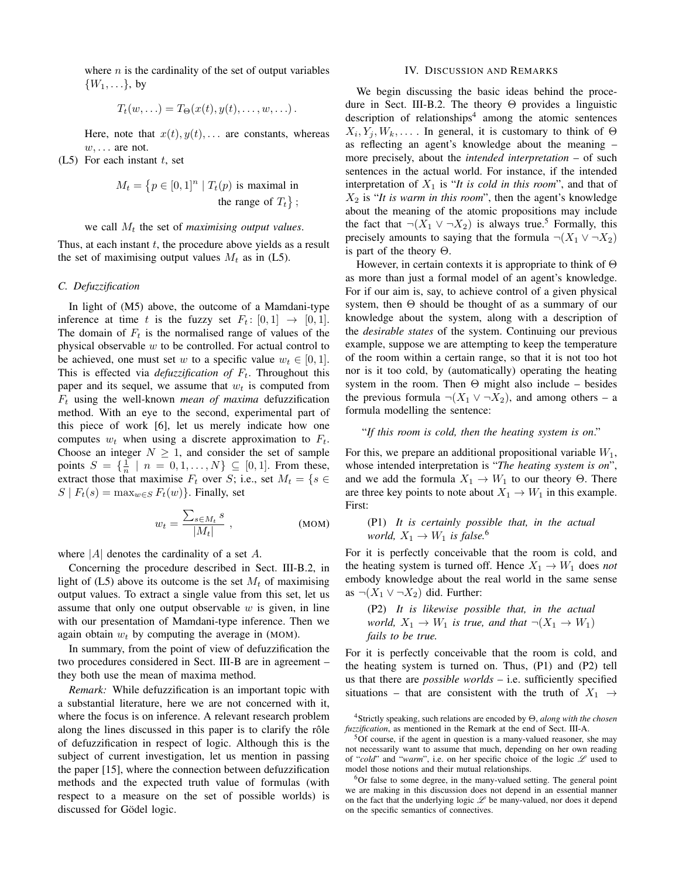where $n$ is the cardinality of the set of output variables $\{W_1, \ldots\}$, by

$$T_t(w, \ldots) = T_\Theta(x(t), y(t), \ldots, w, \ldots) .$$

Here, note that $x(t), y(t), \ldots$ are constants, whereas $w, \ldots$ are not.

(L5) For each instant $t$, set

$$M_t = \{p \in [0,1]^n \mid T_t(p) \text{ is maximal in the range of } T_t\} ;$$

we call $M_t$ the set of *maximising output values*.

Thus, at each instant $t$, the procedure above yields as a result the set of maximising output values $M_t$ as in (L5).

### C. Defuzzification

In light of (M5) above, the outcome of a Mamdani-type inference at time $t$ is the fuzzy set $F_t \colon [0,1] \to [0,1]$. The domain of $F_t$ is the normalised range of values of the physical observable $w$ to be controlled. For actual control to be achieved, one must set $w$ to a specific value $w_t \in [0,1]$. This is effected via *defuzzification of* $F_t$. Throughout this paper and its sequel, we assume that $w_t$ is computed from $F_t$ using the well-known *mean of maxima* defuzzification method. With an eye to the second, experimental part of this piece of work [6], let us merely indicate how one computes $w_t$ when using a discrete approximation to $F_t$. Choose an integer $N \geq 1$, and consider the set of sample points $S = \{\frac{1}{n} \mid n = 0, 1, \ldots, N\} \subseteq [0,1]$. From these, extract those that maximise $F_t$ over $S$; i.e., set $M_t = \{s \in S \mid F_t(s) = \max_{w \in S} F_t(w)\}$. Finally, set

$$w_t = \frac{\sum_{s \in M_t} s}{|M_t|} \ , \qquad \text{(MOM)}$$

where $|A|$ denotes the cardinality of a set $A$.

Concerning the procedure described in Sect. III-B.2, in light of (L5) above its outcome is the set $M_t$ of maximising output values. To extract a single value from this set, let us assume that only one output observable $w$ is given, in line with our presentation of Mamdani-type inference. Then we again obtain $w_t$ by computing the average in (MOM).

In summary, from the point of view of defuzzification the two procedures considered in Sect. III-B are in agreement – they both use the mean of maxima method.

*Remark:* While defuzzification is an important topic with a substantial literature, here we are not concerned with it, where the focus is on inference. A relevant research problem along the lines discussed in this paper is to clarify the rôle of defuzzification in respect of logic. Although this is the subject of current investigation, let us mention in passing the paper [15], where the connection between defuzzification methods and the expected truth value of formulas (with respect to a measure on the set of possible worlds) is discussed for Gödel logic.

## IV. Discussion and Remarks

We begin discussing the basic ideas behind the procedure in Sect. III-B.2. The theory $\Theta$ provides a linguistic description of relationships[4] among the atomic sentences $X_i, Y_j, W_k, \ldots$ . In general, it is customary to think of $\Theta$ as reflecting an agent's knowledge about the meaning – more precisely, about the *intended interpretation* – of such sentences in the actual world. For instance, if the intended interpretation of $X_1$ is "*It is cold in this room*", and that of $X_2$ is "*It is warm in this room*", then the agent's knowledge about the meaning of the atomic propositions may include the fact that $\neg(X_1 \vee \neg X_2)$ is always true.[5] Formally, this precisely amounts to saying that the formula $\neg(X_1 \vee \neg X_2)$ is part of the theory $\Theta$.

However, in certain contexts it is appropriate to think of $\Theta$ as more than just a formal model of an agent's knowledge. For if our aim is, say, to achieve control of a given physical system, then $\Theta$ should be thought of as a summary of our knowledge about the system, along with a description of the *desirable states* of the system. Continuing our previous example, suppose we are attempting to keep the temperature of the room within a certain range, so that it is not too hot nor is it too cold, by (automatically) operating the heating system in the room. Then $\Theta$ might also include – besides the previous formula $\neg(X_1 \vee \neg X_2)$, and among others – a formula modelling the sentence:

"*If this room is cold, then the heating system is on*."

For this, we prepare an additional propositional variable $W_1$, whose intended interpretation is "*The heating system is on*", and we add the formula $X_1 \to W_1$ to our theory $\Theta$. There are three key points to note about $X_1 \to W_1$ in this example. First:

> (P1) *It is certainly possible that, in the actual world, $X_1 \to W_1$ is false.*[6]

For it is perfectly conceivable that the room is cold, and the heating system is turned off. Hence $X_1 \to W_1$ does *not* embody knowledge about the real world in the same sense as $\neg(X_1 \vee \neg X_2)$ did. Further:

> (P2) *It is likewise possible that, in the actual world, $X_1 \to W_1$ is true, and that $\neg(X_1 \to W_1)$ fails to be true.*

For it is perfectly conceivable that the room is cold, and the heating system is turned on. Thus, (P1) and (P2) tell us that there are *possible worlds* – i.e. sufficiently specified situations – that are consistent with the truth of $X_1 \to$

---

[4]Strictly speaking, such relations are encoded by $\Theta$, *along with the chosen fuzzification*, as mentioned in the Remark at the end of Sect. III-A.

[5]Of course, if the agent in question is a many-valued reasoner, she may not necessarily want to assume that much, depending on her own reading of "*cold*" and "*warm*", i.e. on her specific choice of the logic $\mathscr{L}$ used to model those notions and their mutual relationships.

[6]Or false to some degree, in the many-valued setting. The general point we are making in this discussion does not depend in an essential manner on the fact that the underlying logic $\mathscr{L}$ be many-valued, nor does it depend on the specific semantics of connectives.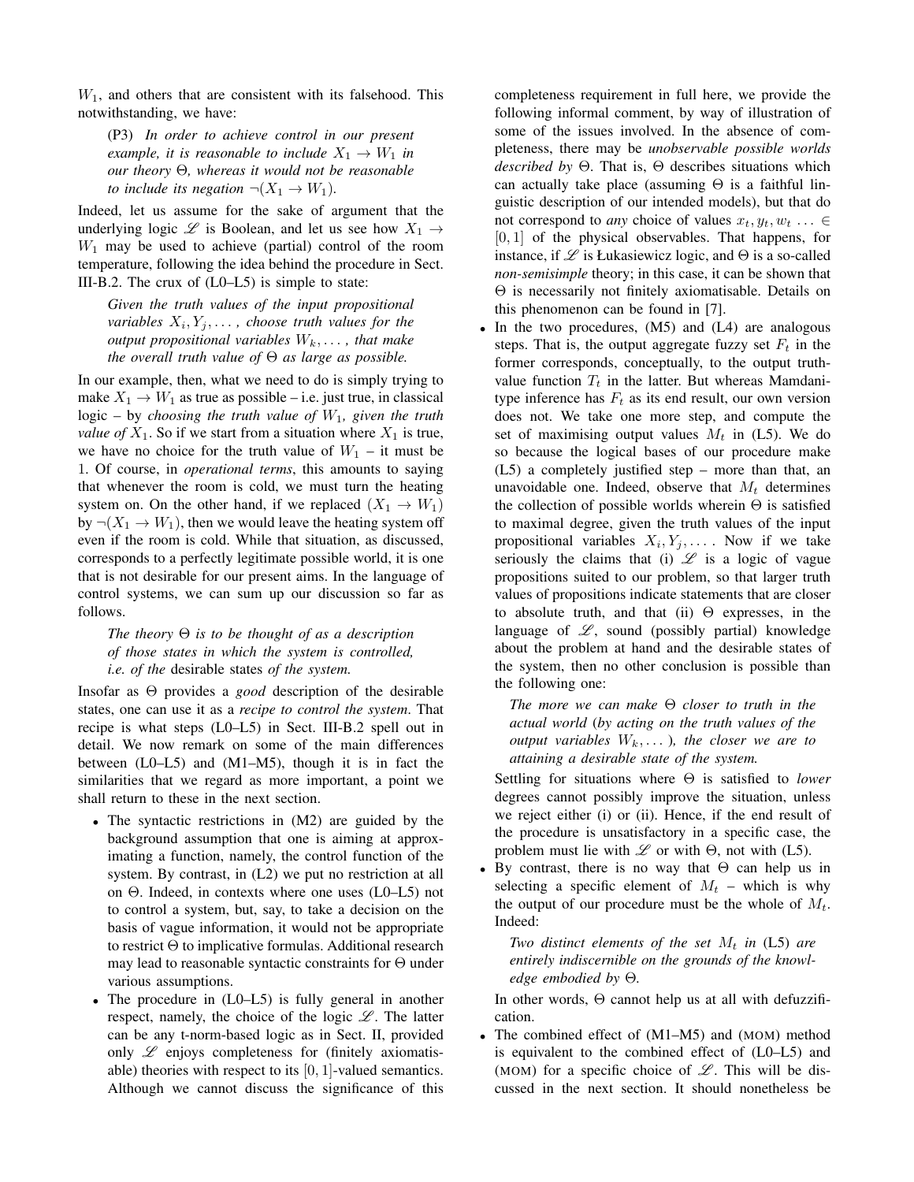$W_1$, and others that are consistent with its falsehood. This notwithstanding, we have:

(P3) *In order to achieve control in our present example, it is reasonable to include $X_1 \to W_1$ in our theory $\Theta$, whereas it would not be reasonable to include its negation $\neg(X_1 \to W_1)$.*

Indeed, let us assume for the sake of argument that the underlying logic $\mathscr{L}$ is Boolean, and let us see how $X_1 \to W_1$ may be used to achieve (partial) control of the room temperature, following the idea behind the procedure in Sect. III-B.2. The crux of (L0–L5) is simple to state:

*Given the truth values of the input propositional variables $X_i, Y_j, \dots$, choose truth values for the output propositional variables $W_k, \dots$, that make the overall truth value of $\Theta$ as large as possible.*

In our example, then, what we need to do is simply trying to make $X_1 \to W_1$ as true as possible – i.e. just true, in classical logic – by *choosing the truth value of $W_1$, given the truth value of $X_1$*. So if we start from a situation where $X_1$ is true, we have no choice for the truth value of $W_1$ – it must be 1. Of course, in *operational terms*, this amounts to saying that whenever the room is cold, we must turn the heating system on. On the other hand, if we replaced $(X_1 \to W_1)$ by $\neg(X_1 \to W_1)$, then we would leave the heating system off even if the room is cold. While that situation, as discussed, corresponds to a perfectly legitimate possible world, it is one that is not desirable for our present aims. In the language of control systems, we can sum up our discussion so far as follows.

*The theory $\Theta$ is to be thought of as a description of those states in which the system is controlled, i.e. of the* desirable *states of the system.*

Insofar as $\Theta$ provides a *good* description of the desirable states, one can use it as a *recipe to control the system*. That recipe is what steps (L0–L5) in Sect. III-B.2 spell out in detail. We now remark on some of the main differences between (L0–L5) and (M1–M5), though it is in fact the similarities that we regard as more important, a point we shall return to these in the next section.

- The syntactic restrictions in (M2) are guided by the background assumption that one is aiming at approximating a function, namely, the control function of the system. By contrast, in (L2) we put no restriction at all on $\Theta$. Indeed, in contexts where one uses (L0–L5) not to control a system, but, say, to take a decision on the basis of vague information, it would not be appropriate to restrict $\Theta$ to implicative formulas. Additional research may lead to reasonable syntactic constraints for $\Theta$ under various assumptions.
- The procedure in (L0–L5) is fully general in another respect, namely, the choice of the logic $\mathscr{L}$. The latter can be any t-norm-based logic as in Sect. II, provided only $\mathscr{L}$ enjoys completeness for (finitely axiomatisable) theories with respect to its $[0,1]$-valued semantics. Although we cannot discuss the significance of this completeness requirement in full here, we provide the following informal comment, by way of illustration of some of the issues involved. In the absence of completeness, there may be *unobservable possible worlds described by* $\Theta$. That is, $\Theta$ describes situations which can actually take place (assuming $\Theta$ is a faithful linguistic description of our intended models), but that do not correspond to *any* choice of values $x_t, y_t, w_t \ldots \in [0,1]$ of the physical observables. That happens, for instance, if $\mathscr{L}$ is Łukasiewicz logic, and $\Theta$ is a so-called *non-semisimple* theory; in this case, it can be shown that $\Theta$ is necessarily not finitely axiomatisable. Details on this phenomenon can be found in [7].
- In the two procedures, (M5) and (L4) are analogous steps. That is, the output aggregate fuzzy set $F_t$ in the former corresponds, conceptually, to the output truth-value function $T_t$ in the latter. But whereas Mamdani-type inference has $F_t$ as its end result, our own version does not. We take one more step, and compute the set of maximising output values $M_t$ in (L5). We do so because the logical bases of our procedure make (L5) a completely justified step – more than that, an unavoidable one. Indeed, observe that $M_t$ determines the collection of possible worlds wherein $\Theta$ is satisfied to maximal degree, given the truth values of the input propositional variables $X_i, Y_j, \dots$. Now if we take seriously the claims that (i) $\mathscr{L}$ is a logic of vague propositions suited to our problem, so that larger truth values of propositions indicate statements that are closer to absolute truth, and that (ii) $\Theta$ expresses, in the language of $\mathscr{L}$, sound (possibly partial) knowledge about the problem at hand and the desirable states of the system, then no other conclusion is possible than the following one:

  *The more we can make $\Theta$ closer to truth in the actual world (by acting on the truth values of the output variables $W_k, \dots$), the closer we are to attaining a desirable state of the system.*

  Settling for situations where $\Theta$ is satisfied to *lower* degrees cannot possibly improve the situation, unless we reject either (i) or (ii). Hence, if the end result of the procedure is unsatisfactory in a specific case, the problem must lie with $\mathscr{L}$ or with $\Theta$, not with (L5).
- By contrast, there is no way that $\Theta$ can help us in selecting a specific element of $M_t$ – which is why the output of our procedure must be the whole of $M_t$. Indeed:

  *Two distinct elements of the set $M_t$ in* (L5) *are entirely indiscernible on the grounds of the knowledge embodied by $\Theta$.*

  In other words, $\Theta$ cannot help us at all with defuzzification.
- The combined effect of (M1–M5) and (MOM) method is equivalent to the combined effect of (L0–L5) and (MOM) for a specific choice of $\mathscr{L}$. This will be discussed in the next section. It should nonetheless be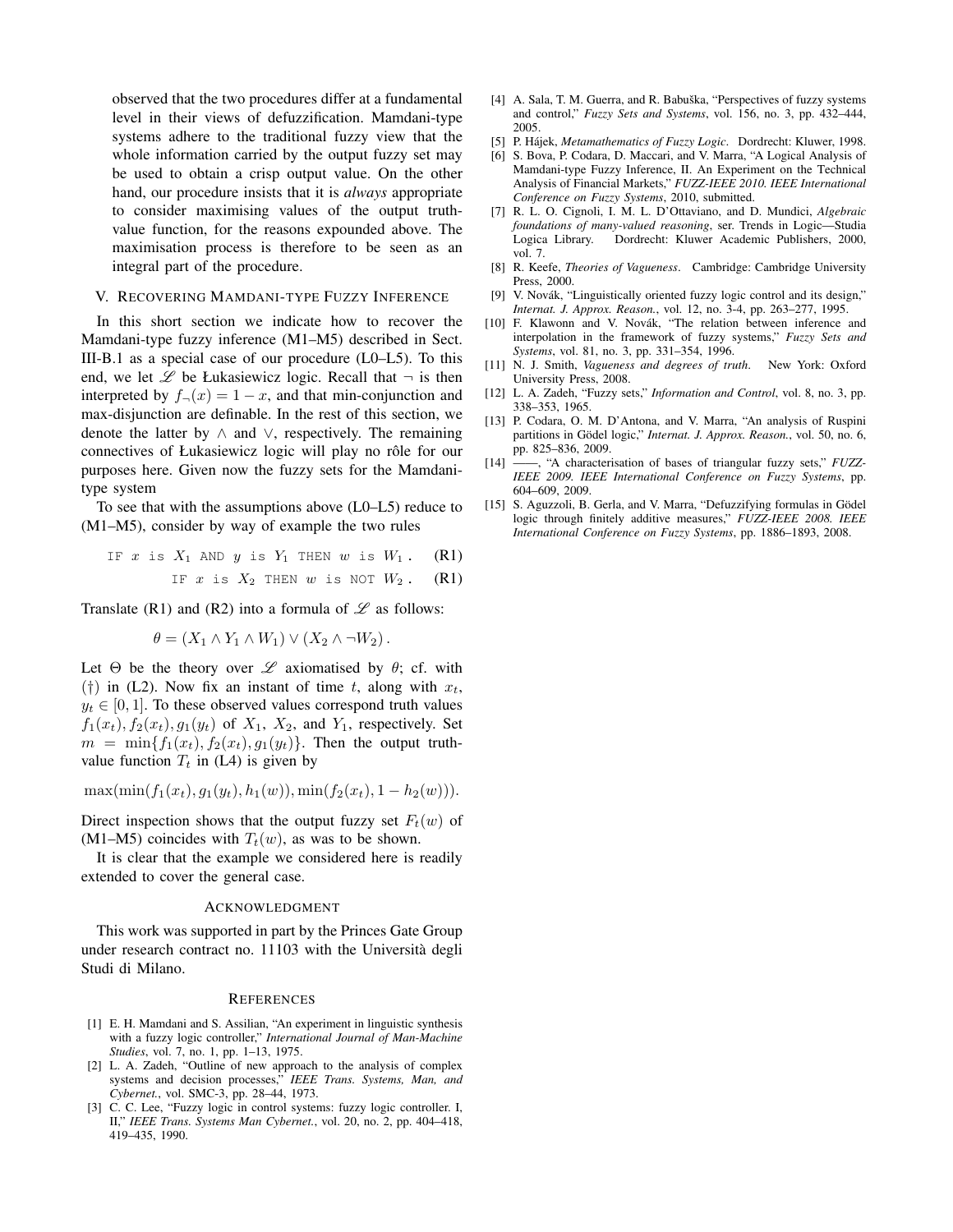observed that the two procedures differ at a fundamental level in their views of defuzzification. Mamdani-type systems adhere to the traditional fuzzy view that the whole information carried by the output fuzzy set may be used to obtain a crisp output value. On the other hand, our procedure insists that it is *always* appropriate to consider maximising values of the output truth-value function, for the reasons expounded above. The maximisation process is therefore to be seen as an integral part of the procedure.

## V. Recovering Mamdani-type Fuzzy Inference

In this short section we indicate how to recover the Mamdani-type fuzzy inference (M1–M5) described in Sect. III-B.1 as a special case of our procedure (L0–L5). To this end, we let $\mathscr{L}$ be Łukasiewicz logic. Recall that $\neg$ is then interpreted by $f_{\neg}(x) = 1 - x$, and that min-conjunction and max-disjunction are definable. In the rest of this section, we denote the latter by $\wedge$ and $\vee$, respectively. The remaining connectives of Łukasiewicz logic will play no rôle for our purposes here. Given now the fuzzy sets for the Mamdani-type system

To see that with the assumptions above (L0–L5) reduce to (M1–M5), consider by way of example the two rules

$$\texttt{IF } x \texttt{ is } X_1 \texttt{ AND } y \texttt{ is } Y_1 \texttt{ THEN } w \texttt{ is } W_1\,. \quad \text{(R1)}$$

$$\texttt{IF } x \texttt{ is } X_2 \texttt{ THEN } w \texttt{ is NOT } W_2\,. \quad \text{(R1)}$$

Translate (R1) and (R2) into a formula of $\mathscr{L}$ as follows:

$$\theta = (X_1 \wedge Y_1 \wedge W_1) \vee (X_2 \wedge \neg W_2)\,.$$

Let $\Theta$ be the theory over $\mathscr{L}$ axiomatised by $\theta$; cf. with ($\dagger$) in (L2). Now fix an instant of time $t$, along with $x_t$, $y_t \in [0,1]$. To these observed values correspond truth values $f_1(x_t), f_2(x_t), g_1(y_t)$ of $X_1$, $X_2$, and $Y_1$, respectively. Set $m = \min\{f_1(x_t), f_2(x_t), g_1(y_t)\}$. Then the output truth-value function $T_t$ in (L4) is given by

$$\max(\min(f_1(x_t), g_1(y_t), h_1(w)), \min(f_2(x_t), 1 - h_2(w))).$$

Direct inspection shows that the output fuzzy set $F_t(w)$ of (M1–M5) coincides with $T_t(w)$, as was to be shown.

It is clear that the example we considered here is readily extended to cover the general case.

## Acknowledgment

This work was supported in part by the Princes Gate Group under research contract no. 11103 with the Università degli Studi di Milano.

## References

[1] E. H. Mamdani and S. Assilian, "An experiment in linguistic synthesis with a fuzzy logic controller," *International Journal of Man-Machine Studies*, vol. 7, no. 1, pp. 1–13, 1975.

[2] L. A. Zadeh, "Outline of new approach to the analysis of complex systems and decision processes," *IEEE Trans. Systems, Man, and Cybernet.*, vol. SMC-3, pp. 28–44, 1973.

[3] C. C. Lee, "Fuzzy logic in control systems: fuzzy logic controller. I, II," *IEEE Trans. Systems Man Cybernet.*, vol. 20, no. 2, pp. 404–418, 419–435, 1990.

[4] A. Sala, T. M. Guerra, and R. Babuška, "Perspectives of fuzzy systems and control," *Fuzzy Sets and Systems*, vol. 156, no. 3, pp. 432–444, 2005.

[5] P. Hájek, *Metamathematics of Fuzzy Logic*. Dordrecht: Kluwer, 1998.

[6] S. Bova, P. Codara, D. Maccari, and V. Marra, "A Logical Analysis of Mamdani-type Fuzzy Inference, II. An Experiment on the Technical Analysis of Financial Markets," *FUZZ-IEEE 2010. IEEE International Conference on Fuzzy Systems*, 2010, submitted.

[7] R. L. O. Cignoli, I. M. L. D'Ottaviano, and D. Mundici, *Algebraic foundations of many-valued reasoning*, ser. Trends in Logic—Studia Logica Library. Dordrecht: Kluwer Academic Publishers, 2000, vol. 7.

[8] R. Keefe, *Theories of Vagueness*. Cambridge: Cambridge University Press, 2000.

[9] V. Novák, "Linguistically oriented fuzzy logic control and its design," *Internat. J. Approx. Reason.*, vol. 12, no. 3-4, pp. 263–277, 1995.

[10] F. Klawonn and V. Novák, "The relation between inference and interpolation in the framework of fuzzy systems," *Fuzzy Sets and Systems*, vol. 81, no. 3, pp. 331–354, 1996.

[11] N. J. Smith, *Vagueness and degrees of truth*. New York: Oxford University Press, 2008.

[12] L. A. Zadeh, "Fuzzy sets," *Information and Control*, vol. 8, no. 3, pp. 338–353, 1965.

[13] P. Codara, O. M. D'Antona, and V. Marra, "An analysis of Ruspini partitions in Gödel logic," *Internat. J. Approx. Reason.*, vol. 50, no. 6, pp. 825–836, 2009.

[14] ——, "A characterisation of bases of triangular fuzzy sets," *FUZZ-IEEE 2009. IEEE International Conference on Fuzzy Systems*, pp. 604–609, 2009.

[15] S. Aguzzoli, B. Gerla, and V. Marra, "Defuzzifying formulas in Gödel logic through finitely additive measures," *FUZZ-IEEE 2008. IEEE International Conference on Fuzzy Systems*, pp. 1886–1893, 2008.